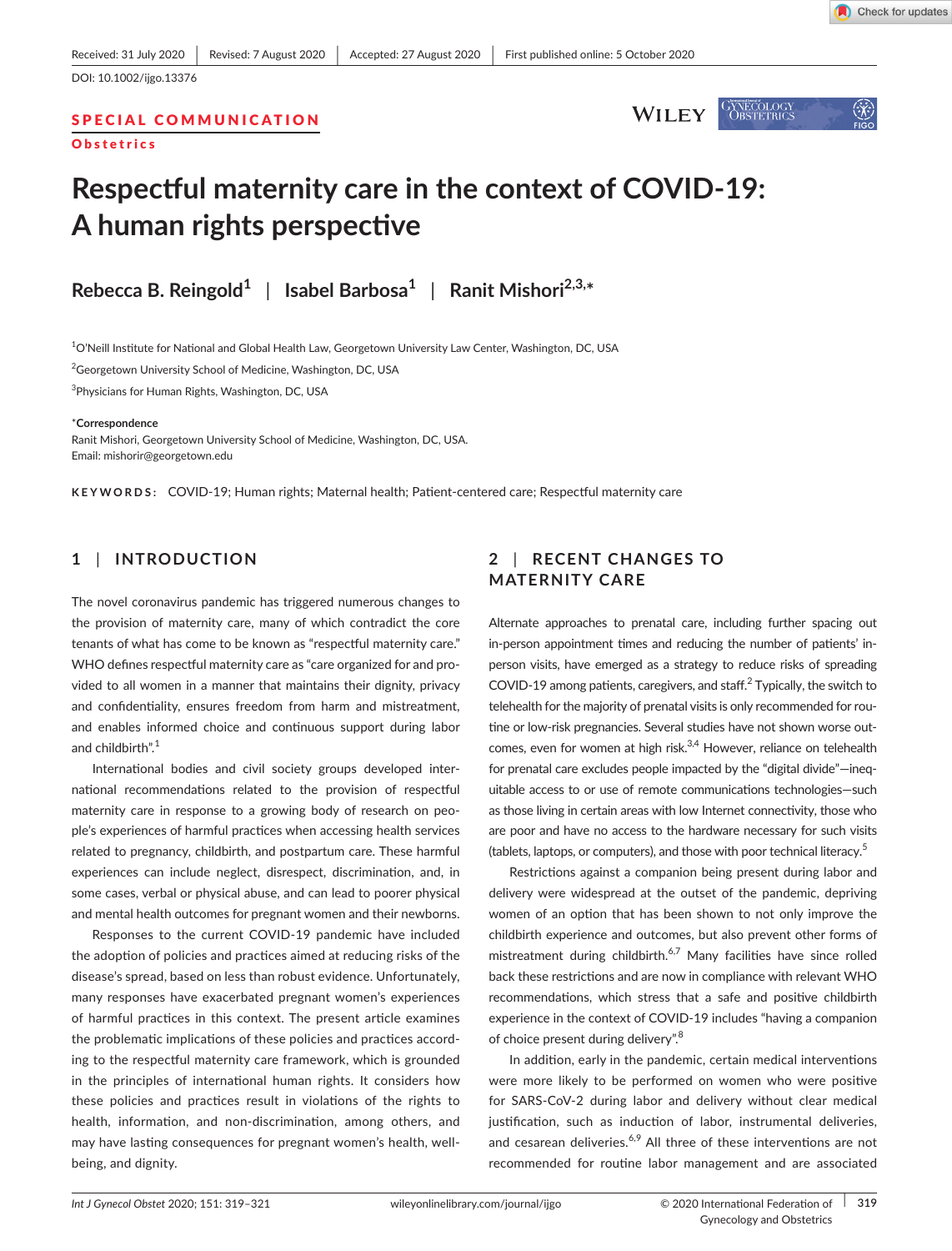Received: 31 July 2020 | Revised: 7 August 2020 | Accepted: 27 August 2020 | First published online: 5 October 2020

DOI: 10.1002/ijgo.13376

**SPECIAL COMMUNICATION**

**Obstetrics**

# Respectful maternity care in the context of COVID-19: A human rights perspective

**Rebecca B. Reingold**[1] | **Isabel Barbosa**[1] | **Ranit Mishori**[2,3,*]

[1]O'Neill Institute for National and Global Health Law, Georgetown University Law Center, Washington, DC, USA

[2]Georgetown University School of Medicine, Washington, DC, USA

[3]Physicians for Human Rights, Washington, DC, USA

***Correspondence**
Ranit Mishori, Georgetown University School of Medicine, Washington, DC, USA.
Email: mishorir@georgetown.edu

**KEYWORDS:** COVID-19; Human rights; Maternal health; Patient-centered care; Respectful maternity care

## 1 | INTRODUCTION

The novel coronavirus pandemic has triggered numerous changes to the provision of maternity care, many of which contradict the core tenants of what has come to be known as "respectful maternity care." WHO defines respectful maternity care as "care organized for and provided to all women in a manner that maintains their dignity, privacy and confidentiality, ensures freedom from harm and mistreatment, and enables informed choice and continuous support during labor and childbirth".[1]

International bodies and civil society groups developed international recommendations related to the provision of respectful maternity care in response to a growing body of research on people's experiences of harmful practices when accessing health services related to pregnancy, childbirth, and postpartum care. These harmful experiences can include neglect, disrespect, discrimination, and, in some cases, verbal or physical abuse, and can lead to poorer physical and mental health outcomes for pregnant women and their newborns.

Responses to the current COVID-19 pandemic have included the adoption of policies and practices aimed at reducing risks of the disease's spread, based on less than robust evidence. Unfortunately, many responses have exacerbated pregnant women's experiences of harmful practices in this context. The present article examines the problematic implications of these policies and practices according to the respectful maternity care framework, which is grounded in the principles of international human rights. It considers how these policies and practices result in violations of the rights to health, information, and non-discrimination, among others, and may have lasting consequences for pregnant women's health, well-being, and dignity.

## 2 | RECENT CHANGES TO MATERNITY CARE

Alternate approaches to prenatal care, including further spacing out in-person appointment times and reducing the number of patients' in-person visits, have emerged as a strategy to reduce risks of spreading COVID-19 among patients, caregivers, and staff.[2] Typically, the switch to telehealth for the majority of prenatal visits is only recommended for routine or low-risk pregnancies. Several studies have not shown worse outcomes, even for women at high risk.[3,4] However, reliance on telehealth for prenatal care excludes people impacted by the "digital divide"—inequitable access to or use of remote communications technologies—such as those living in certain areas with low Internet connectivity, those who are poor and have no access to the hardware necessary for such visits (tablets, laptops, or computers), and those with poor technical literacy.[5]

Restrictions against a companion being present during labor and delivery were widespread at the outset of the pandemic, depriving women of an option that has been shown to not only improve the childbirth experience and outcomes, but also prevent other forms of mistreatment during childbirth.[6,7] Many facilities have since rolled back these restrictions and are now in compliance with relevant WHO recommendations, which stress that a safe and positive childbirth experience in the context of COVID-19 includes "having a companion of choice present during delivery".[8]

In addition, early in the pandemic, certain medical interventions were more likely to be performed on women who were positive for SARS-CoV-2 during labor and delivery without clear medical justification, such as induction of labor, instrumental deliveries, and cesarean deliveries.[6,9] All three of these interventions are not recommended for routine labor management and are associated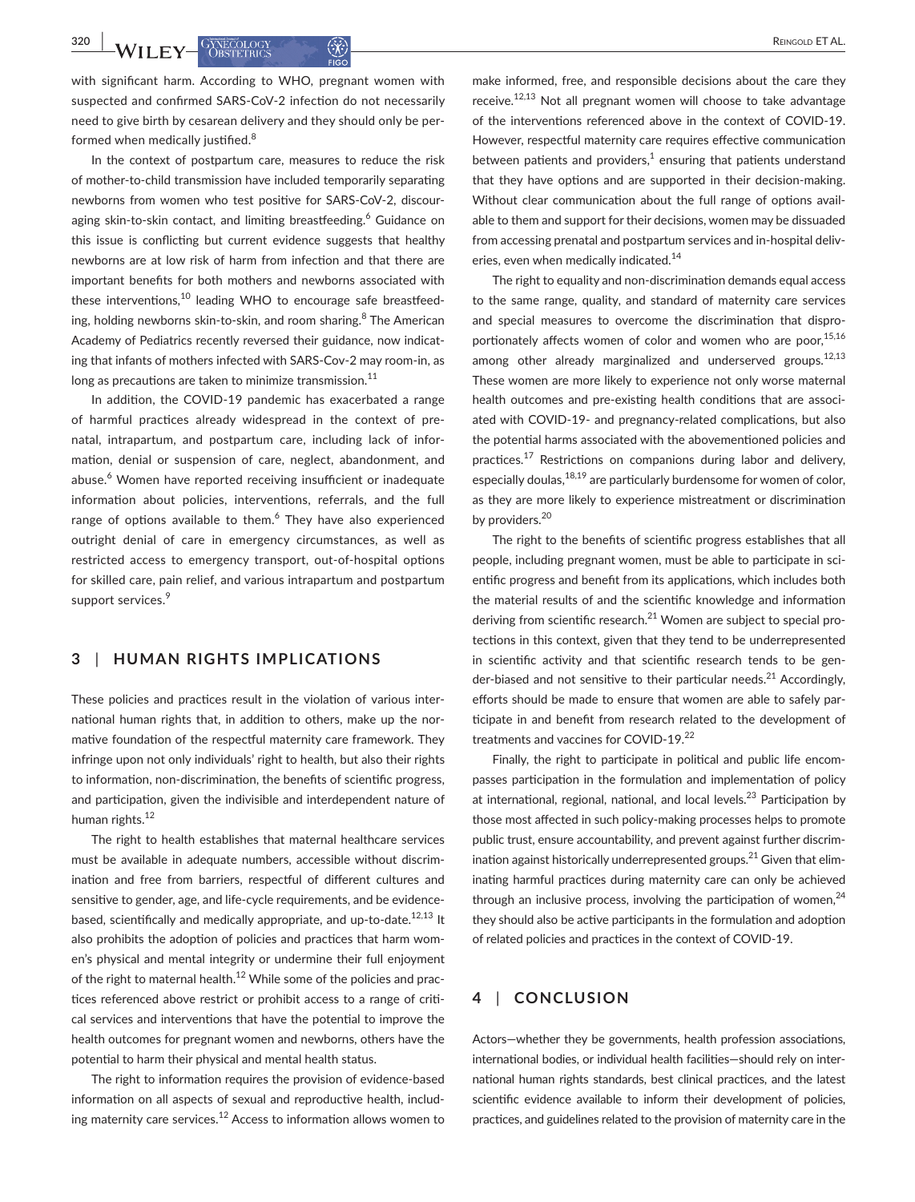with significant harm. According to WHO, pregnant women with suspected and confirmed SARS-CoV-2 infection do not necessarily need to give birth by cesarean delivery and they should only be performed when medically justified.[8]

In the context of postpartum care, measures to reduce the risk of mother-to-child transmission have included temporarily separating newborns from women who test positive for SARS-CoV-2, discouraging skin-to-skin contact, and limiting breastfeeding.[6] Guidance on this issue is conflicting but current evidence suggests that healthy newborns are at low risk of harm from infection and that there are important benefits for both mothers and newborns associated with these interventions,[10] leading WHO to encourage safe breastfeeding, holding newborns skin-to-skin, and room sharing.[8] The American Academy of Pediatrics recently reversed their guidance, now indicating that infants of mothers infected with SARS-Cov-2 may room-in, as long as precautions are taken to minimize transmission.[11]

In addition, the COVID-19 pandemic has exacerbated a range of harmful practices already widespread in the context of prenatal, intrapartum, and postpartum care, including lack of information, denial or suspension of care, neglect, abandonment, and abuse.[6] Women have reported receiving insufficient or inadequate information about policies, interventions, referrals, and the full range of options available to them.[6] They have also experienced outright denial of care in emergency circumstances, as well as restricted access to emergency transport, out-of-hospital options for skilled care, pain relief, and various intrapartum and postpartum support services.[9]

## 3 | HUMAN RIGHTS IMPLICATIONS

These policies and practices result in the violation of various international human rights that, in addition to others, make up the normative foundation of the respectful maternity care framework. They infringe upon not only individuals' right to health, but also their rights to information, non-discrimination, the benefits of scientific progress, and participation, given the indivisible and interdependent nature of human rights.[12]

The right to health establishes that maternal healthcare services must be available in adequate numbers, accessible without discrimination and free from barriers, respectful of different cultures and sensitive to gender, age, and life-cycle requirements, and be evidence-based, scientifically and medically appropriate, and up-to-date.[12,13] It also prohibits the adoption of policies and practices that harm women's physical and mental integrity or undermine their full enjoyment of the right to maternal health.[12] While some of the policies and practices referenced above restrict or prohibit access to a range of critical services and interventions that have the potential to improve the health outcomes for pregnant women and newborns, others have the potential to harm their physical and mental health status.

The right to information requires the provision of evidence-based information on all aspects of sexual and reproductive health, including maternity care services.[12] Access to information allows women to make informed, free, and responsible decisions about the care they receive.[12,13] Not all pregnant women will choose to take advantage of the interventions referenced above in the context of COVID-19. However, respectful maternity care requires effective communication between patients and providers,[1] ensuring that patients understand that they have options and are supported in their decision-making. Without clear communication about the full range of options available to them and support for their decisions, women may be dissuaded from accessing prenatal and postpartum services and in-hospital deliveries, even when medically indicated.[14]

The right to equality and non-discrimination demands equal access to the same range, quality, and standard of maternity care services and special measures to overcome the discrimination that disproportionately affects women of color and women who are poor,[15,16] among other already marginalized and underserved groups.[12,13] These women are more likely to experience not only worse maternal health outcomes and pre-existing health conditions that are associated with COVID-19- and pregnancy-related complications, but also the potential harms associated with the abovementioned policies and practices.[17] Restrictions on companions during labor and delivery, especially doulas,[18,19] are particularly burdensome for women of color, as they are more likely to experience mistreatment or discrimination by providers.[20]

The right to the benefits of scientific progress establishes that all people, including pregnant women, must be able to participate in scientific progress and benefit from its applications, which includes both the material results of and the scientific knowledge and information deriving from scientific research.[21] Women are subject to special protections in this context, given that they tend to be underrepresented in scientific activity and that scientific research tends to be gender-biased and not sensitive to their particular needs.[21] Accordingly, efforts should be made to ensure that women are able to safely participate in and benefit from research related to the development of treatments and vaccines for COVID-19.[22]

Finally, the right to participate in political and public life encompasses participation in the formulation and implementation of policy at international, regional, national, and local levels.[23] Participation by those most affected in such policy-making processes helps to promote public trust, ensure accountability, and prevent against further discrimination against historically underrepresented groups.[21] Given that eliminating harmful practices during maternity care can only be achieved through an inclusive process, involving the participation of women,[24] they should also be active participants in the formulation and adoption of related policies and practices in the context of COVID-19.

## 4 | CONCLUSION

Actors—whether they be governments, health profession associations, international bodies, or individual health facilities—should rely on international human rights standards, best clinical practices, and the latest scientific evidence available to inform their development of policies, practices, and guidelines related to the provision of maternity care in the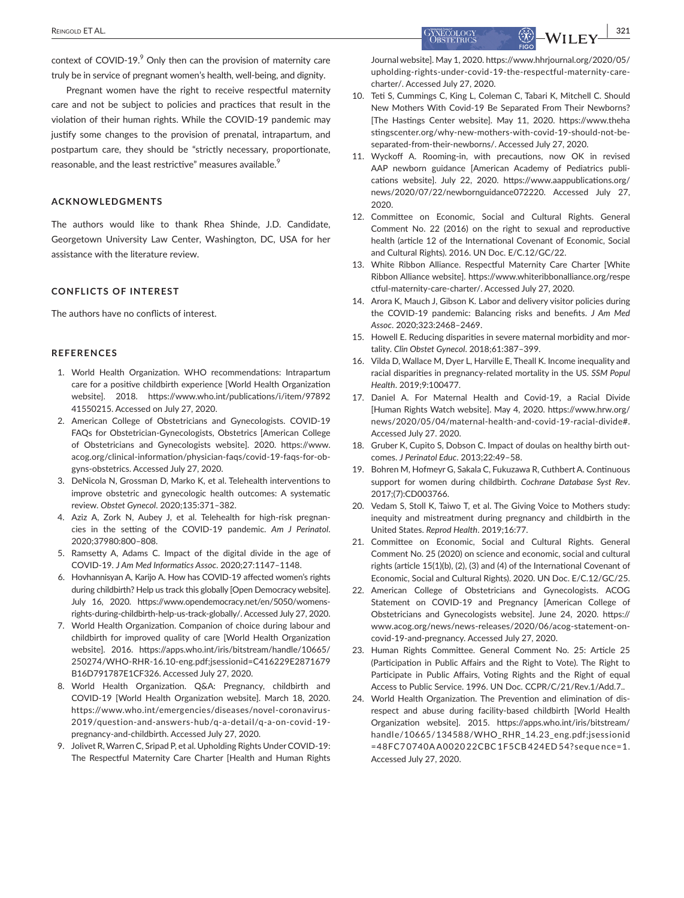context of COVID-19.[9] Only then can the provision of maternity care truly be in service of pregnant women's health, well-being, and dignity.

Pregnant women have the right to receive respectful maternity care and not be subject to policies and practices that result in the violation of their human rights. While the COVID-19 pandemic may justify some changes to the provision of prenatal, intrapartum, and postpartum care, they should be "strictly necessary, proportionate, reasonable, and the least restrictive" measures available.[9]

## ACKNOWLEDGMENTS

The authors would like to thank Rhea Shinde, J.D. Candidate, Georgetown University Law Center, Washington, DC, USA for her assistance with the literature review.

## CONFLICTS OF INTEREST

The authors have no conflicts of interest.

## REFERENCES

1. World Health Organization. WHO recommendations: Intrapartum care for a positive childbirth experience [World Health Organization website]. 2018. https://www.who.int/publications/i/item/9789241550215. Accessed on July 27, 2020.
2. American College of Obstetricians and Gynecologists. COVID-19 FAQs for Obstetrician-Gynecologists, Obstetrics [American College of Obstetricians and Gynecologists website]. 2020. https://www.acog.org/clinical-information/physician-faqs/covid-19-faqs-for-ob-gyns-obstetrics. Accessed July 27, 2020.
3. DeNicola N, Grossman D, Marko K, et al. Telehealth interventions to improve obstetric and gynecologic health outcomes: A systematic review. *Obstet Gynecol*. 2020;135:371–382.
4. Aziz A, Zork N, Aubey J, et al. Telehealth for high-risk pregnancies in the setting of the COVID-19 pandemic. *Am J Perinatol*. 2020;37980:800–808.
5. Ramsetty A, Adams C. Impact of the digital divide in the age of COVID-19. *J Am Med Informatics Assoc*. 2020;27:1147–1148.
6. Hovhannisyan A, Karijo A. How has COVID-19 affected women's rights during childbirth? Help us track this globally [Open Democracy website]. July 16, 2020. https://www.opendemocracy.net/en/5050/womens-rights-during-childbirth-help-us-track-globally/. Accessed July 27, 2020.
7. World Health Organization. Companion of choice during labour and childbirth for improved quality of care [World Health Organization website]. 2016. https://apps.who.int/iris/bitstream/handle/10665/250274/WHO-RHR-16.10-eng.pdf;jsessionid=C416229E2871679B16D791787E1CF326. Accessed July 27, 2020.
8. World Health Organization. Q&A: Pregnancy, childbirth and COVID-19 [World Health Organization website]. March 18, 2020. https://www.who.int/emergencies/diseases/novel-coronavirus-2019/question-and-answers-hub/q-a-detail/q-a-on-covid-19-pregnancy-and-childbirth. Accessed July 27, 2020.
9. Jolivet R, Warren C, Sripad P, et al. Upholding Rights Under COVID-19: The Respectful Maternity Care Charter [Health and Human Rights Journal website]. May 1, 2020. https://www.hhrjournal.org/2020/05/upholding-rights-under-covid-19-the-respectful-maternity-care-charter/. Accessed July 27, 2020.
10. Teti S, Cummings C, King L, Coleman C, Tabari K, Mitchell C. Should New Mothers With Covid-19 Be Separated From Their Newborns? [The Hastings Center website]. May 11, 2020. https://www.thehastingscenter.org/why-new-mothers-with-covid-19-should-not-be-separated-from-their-newborns/. Accessed July 27, 2020.
11. Wyckoff A. Rooming-in, with precautions, now OK in revised AAP newborn guidance [American Academy of Pediatrics publications website]. July 22, 2020. https://www.aappublications.org/news/2020/07/22/newbornguidance072220. Accessed July 27, 2020.
12. Committee on Economic, Social and Cultural Rights. General Comment No. 22 (2016) on the right to sexual and reproductive health (article 12 of the International Covenant of Economic, Social and Cultural Rights). 2016. UN Doc. E/C.12/GC/22.
13. White Ribbon Alliance. Respectful Maternity Care Charter [White Ribbon Alliance website]. https://www.whiteribbonalliance.org/respectful-maternity-care-charter/. Accessed July 27, 2020.
14. Arora K, Mauch J, Gibson K. Labor and delivery visitor policies during the COVID-19 pandemic: Balancing risks and benefits. *J Am Med Assoc*. 2020;323:2468–2469.
15. Howell E. Reducing disparities in severe maternal morbidity and mortality. *Clin Obstet Gynecol*. 2018;61:387–399.
16. Vilda D, Wallace M, Dyer L, Harville E, Theall K. Income inequality and racial disparities in pregnancy-related mortality in the US. *SSM Popul Health*. 2019;9:100477.
17. Daniel A. For Maternal Health and Covid-19, a Racial Divide [Human Rights Watch website]. May 4, 2020. https://www.hrw.org/news/2020/05/04/maternal-health-and-covid-19-racial-divide#. Accessed July 27. 2020.
18. Gruber K, Cupito S, Dobson C. Impact of doulas on healthy birth outcomes. *J Perinatol Educ*. 2013;22:49–58.
19. Bohren M, Hofmeyr G, Sakala C, Fukuzawa R, Cuthbert A. Continuous support for women during childbirth. *Cochrane Database Syst Rev*. 2017;(7):CD003766.
20. Vedam S, Stoll K, Taiwo T, et al. The Giving Voice to Mothers study: inequity and mistreatment during pregnancy and childbirth in the United States. *Reprod Health*. 2019;16:77.
21. Committee on Economic, Social and Cultural Rights. General Comment No. 25 (2020) on science and economic, social and cultural rights (article 15(1)(b), (2), (3) and (4) of the International Covenant of Economic, Social and Cultural Rights). 2020. UN Doc. E/C.12/GC/25.
22. American College of Obstetricians and Gynecologists. ACOG Statement on COVID-19 and Pregnancy [American College of Obstetricians and Gynecologists website]. June 24, 2020. https://www.acog.org/news/news-releases/2020/06/acog-statement-on-covid-19-and-pregnancy. Accessed July 27, 2020.
23. Human Rights Committee. General Comment No. 25: Article 25 (Participation in Public Affairs and the Right to Vote). The Right to Participate in Public Affairs, Voting Rights and the Right of equal Access to Public Service. 1996. UN Doc. CCPR/C/21/Rev.1/Add.7..
24. World Health Organization. The Prevention and elimination of disrespect and abuse during facility-based childbirth [World Health Organization website]. 2015. https://apps.who.int/iris/bitstream/handle/10665/134588/WHO_RHR_14.23_eng.pdf;jsessionid=48FC70740AA002022CBC1F5CB424ED54?sequence=1. Accessed July 27, 2020.